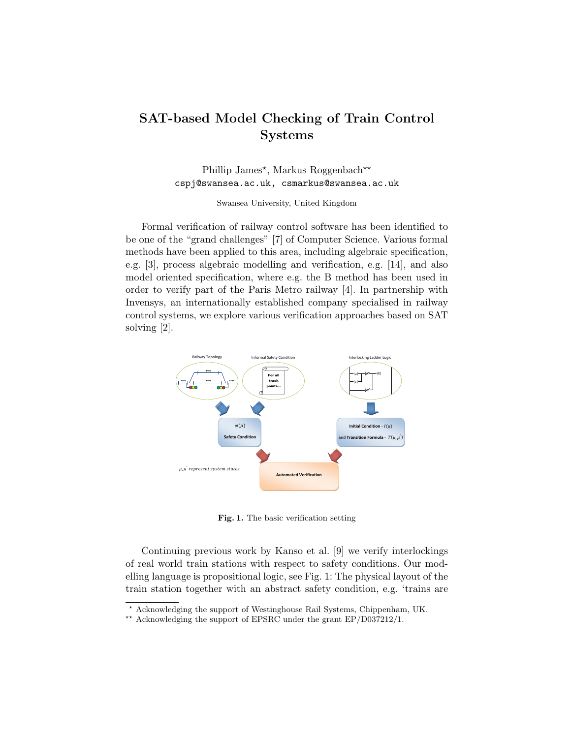# SAT-based Model Checking of Train Control Systems

Phillip James*, Markus Roggenbach**
cspj@swansea.ac.uk, csmarkus@swansea.ac.uk

Swansea University, United Kingdom

Formal verification of railway control software has been identified to be one of the "grand challenges" [7] of Computer Science. Various formal methods have been applied to this area, including algebraic specification, e.g. [3], process algebraic modelling and verification, e.g. [14], and also model oriented specification, where e.g. the B method has been used in order to verify part of the Paris Metro railway [4]. In partnership with Invensys, an internationally established company specialised in railway control systems, we explore various verification approaches based on SAT solving [2].

Railway Topology
T101
T103
T102
T104

Informal Safety Condition
For all track points...

Interlocking Ladder Logic
(a)
(c)
(b)

$\varphi(\mu)$
Safety Condition

**Initial Condition** - $I(\mu)$
and **Transition Formula** - $T(\mu, \mu')$

$\mu, \mu'$ *represent system states.*

**Automated Verification**

**Fig. 1.** The basic verification setting

Continuing previous work by Kanso et al. [9] we verify interlockings of real world train stations with respect to safety conditions. Our modelling language is propositional logic, see Fig. 1: The physical layout of the train station together with an abstract safety condition, e.g. 'trains are

* Acknowledging the support of Westinghouse Rail Systems, Chippenham, UK.
** Acknowledging the support of EPSRC under the grant EP/D037212/1.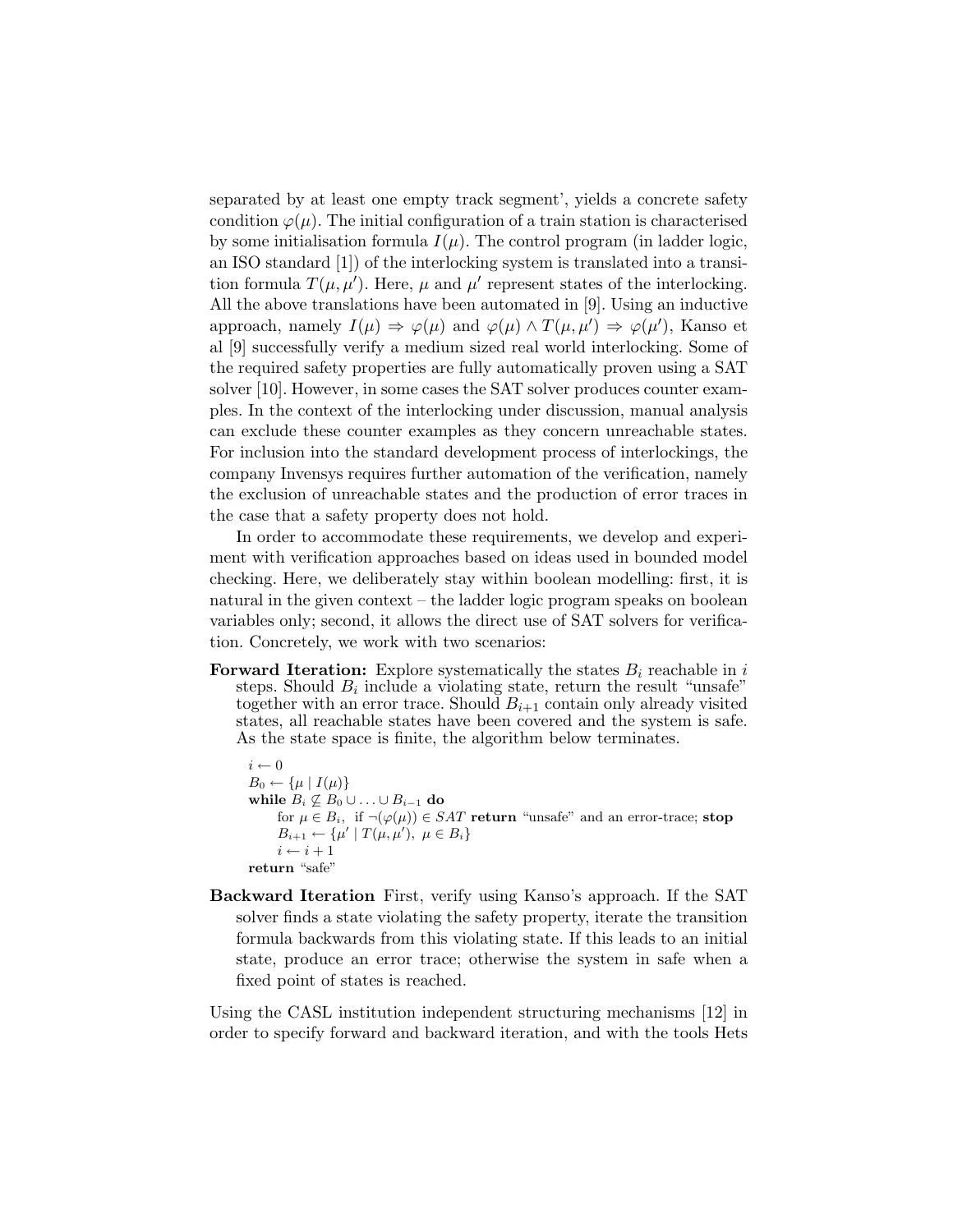separated by at least one empty track segment', yields a concrete safety condition $\varphi(\mu)$. The initial configuration of a train station is characterised by some initialisation formula $I(\mu)$. The control program (in ladder logic, an ISO standard [1]) of the interlocking system is translated into a transition formula $T(\mu, \mu')$. Here, $\mu$ and $\mu'$ represent states of the interlocking. All the above translations have been automated in [9]. Using an inductive approach, namely $I(\mu) \Rightarrow \varphi(\mu)$ and $\varphi(\mu) \wedge T(\mu, \mu') \Rightarrow \varphi(\mu')$, Kanso et al [9] successfully verify a medium sized real world interlocking. Some of the required safety properties are fully automatically proven using a SAT solver [10]. However, in some cases the SAT solver produces counter examples. In the context of the interlocking under discussion, manual analysis can exclude these counter examples as they concern unreachable states. For inclusion into the standard development process of interlockings, the company Invensys requires further automation of the verification, namely the exclusion of unreachable states and the production of error traces in the case that a safety property does not hold.

In order to accommodate these requirements, we develop and experiment with verification approaches based on ideas used in bounded model checking. Here, we deliberately stay within boolean modelling: first, it is natural in the given context – the ladder logic program speaks on boolean variables only; second, it allows the direct use of SAT solvers for verification. Concretely, we work with two scenarios:

**Forward Iteration:** Explore systematically the states $B_i$ reachable in $i$ steps. Should $B_i$ include a violating state, return the result "unsafe" together with an error trace. Should $B_{i+1}$ contain only already visited states, all reachable states have been covered and the system is safe. As the state space is finite, the algorithm below terminates.

$i \leftarrow 0$
$B_0 \leftarrow \{\mu \mid I(\mu)\}$
**while** $B_i \not\subseteq B_0 \cup \ldots \cup B_{i-1}$ **do**
  for $\mu \in B_i$, if $\neg(\varphi(\mu)) \in SAT$ **return** "unsafe" and an error-trace; **stop**
  $B_{i+1} \leftarrow \{\mu' \mid T(\mu, \mu'),\ \mu \in B_i\}$
  $i \leftarrow i + 1$
**return** "safe"

**Backward Iteration** First, verify using Kanso's approach. If the SAT solver finds a state violating the safety property, iterate the transition formula backwards from this violating state. If this leads to an initial state, produce an error trace; otherwise the system in safe when a fixed point of states is reached.

Using the CASL institution independent structuring mechanisms [12] in order to specify forward and backward iteration, and with the tools Hets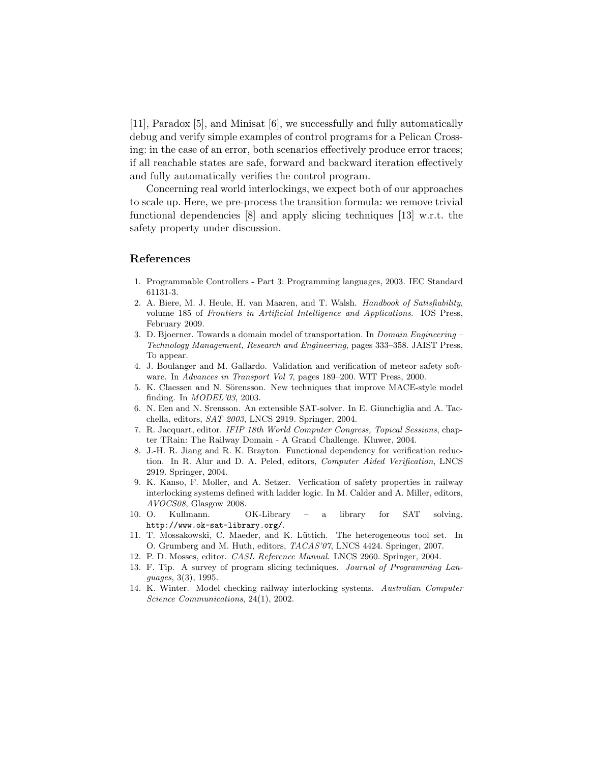[11], Paradox [5], and Minisat [6], we successfully and fully automatically debug and verify simple examples of control programs for a Pelican Crossing: in the case of an error, both scenarios effectively produce error traces; if all reachable states are safe, forward and backward iteration effectively and fully automatically verifies the control program.

Concerning real world interlockings, we expect both of our approaches to scale up. Here, we pre-process the transition formula: we remove trivial functional dependencies [8] and apply slicing techniques [13] w.r.t. the safety property under discussion.

## References

1. Programmable Controllers - Part 3: Programming languages, 2003. IEC Standard 61131-3.
2. A. Biere, M. J. Heule, H. van Maaren, and T. Walsh. *Handbook of Satisfiability*, volume 185 of *Frontiers in Artificial Intelligence and Applications*. IOS Press, February 2009.
3. D. Bjoerner. Towards a domain model of transportation. In *Domain Engineering – Technology Management, Research and Engineering*, pages 333–358. JAIST Press, To appear.
4. J. Boulanger and M. Gallardo. Validation and verification of meteor safety software. In *Advances in Transport Vol 7*, pages 189–200. WIT Press, 2000.
5. K. Claessen and N. Sörensson. New techniques that improve MACE-style model finding. In *MODEL'03*, 2003.
6. N. Een and N. Srensson. An extensible SAT-solver. In E. Giunchiglia and A. Tacchella, editors, *SAT 2003*, LNCS 2919. Springer, 2004.
7. R. Jacquart, editor. *IFIP 18th World Computer Congress, Topical Sessions*, chapter TRain: The Railway Domain - A Grand Challenge. Kluwer, 2004.
8. J.-H. R. Jiang and R. K. Brayton. Functional dependency for verification reduction. In R. Alur and D. A. Peled, editors, *Computer Aided Verification*, LNCS 2919. Springer, 2004.
9. K. Kanso, F. Moller, and A. Setzer. Verfication of safety properties in railway interlocking systems defined with ladder logic. In M. Calder and A. Miller, editors, *AVOCS08*, Glasgow 2008.
10. O. Kullmann. OK-Library – a library for SAT solving. `http://www.ok-sat-library.org/`.
11. T. Mossakowski, C. Maeder, and K. Lüttich. The heterogeneous tool set. In O. Grumberg and M. Huth, editors, *TACAS'07*, LNCS 4424. Springer, 2007.
12. P. D. Mosses, editor. *CASL Reference Manual*. LNCS 2960. Springer, 2004.
13. F. Tip. A survey of program slicing techniques. *Journal of Programming Languages*, 3(3), 1995.
14. K. Winter. Model checking railway interlocking systems. *Australian Computer Science Communications*, 24(1), 2002.